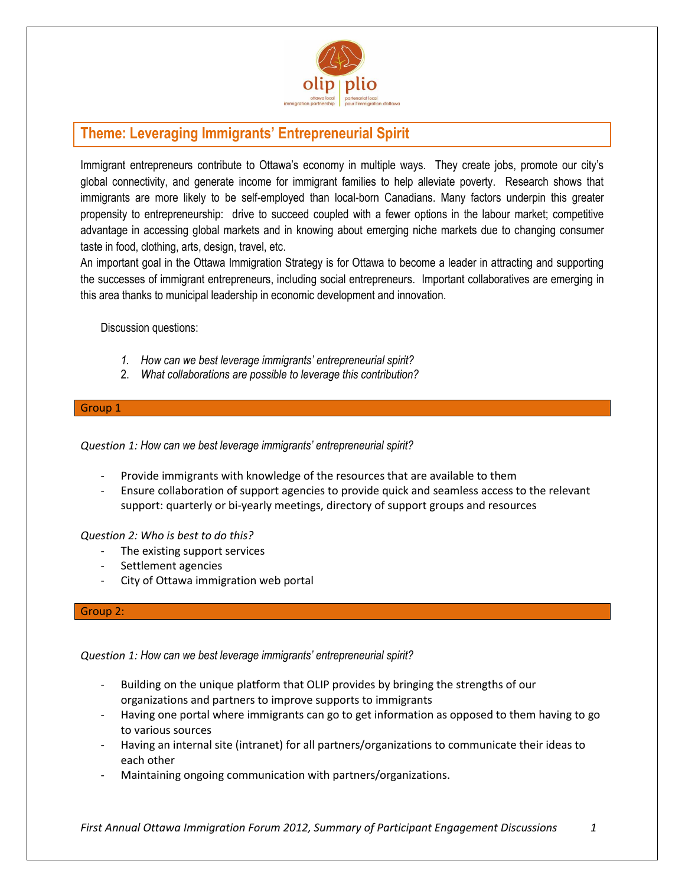## Theme: Leveraging Immigrants' Entrepreneurial Spirit

Immigrant entrepreneurs contribute to Ottawa's economy in multiple ways. They create jobs, promote our city's global connectivity, and generate income for immigrant families to help alleviate poverty. Research shows that immigrants are more likely to be self-employed than local-born Canadians. Many factors underpin this greater propensity to entrepreneurship: drive to succeed coupled with a fewer options in the labour market; competitive advantage in accessing global markets and in knowing about emerging niche markets due to changing consumer taste in food, clothing, arts, design, travel, etc.

An important goal in the Ottawa Immigration Strategy is for Ottawa to become a leader in attracting and supporting the successes of immigrant entrepreneurs, including social entrepreneurs. Important collaboratives are emerging in this area thanks to municipal leadership in economic development and innovation.

Discussion questions:

1. *How can we best leverage immigrants' entrepreneurial spirit?*
2. *What collaborations are possible to leverage this contribution?*

### Group 1

*Question 1: How can we best leverage immigrants' entrepreneurial spirit?*

- Provide immigrants with knowledge of the resources that are available to them
- Ensure collaboration of support agencies to provide quick and seamless access to the relevant support: quarterly or bi-yearly meetings, directory of support groups and resources

*Question 2: Who is best to do this?*

- The existing support services
- Settlement agencies
- City of Ottawa immigration web portal

### Group 2:

*Question 1: How can we best leverage immigrants' entrepreneurial spirit?*

- Building on the unique platform that OLIP provides by bringing the strengths of our organizations and partners to improve supports to immigrants
- Having one portal where immigrants can go to get information as opposed to them having to go to various sources
- Having an internal site (intranet) for all partners/organizations to communicate their ideas to each other
- Maintaining ongoing communication with partners/organizations.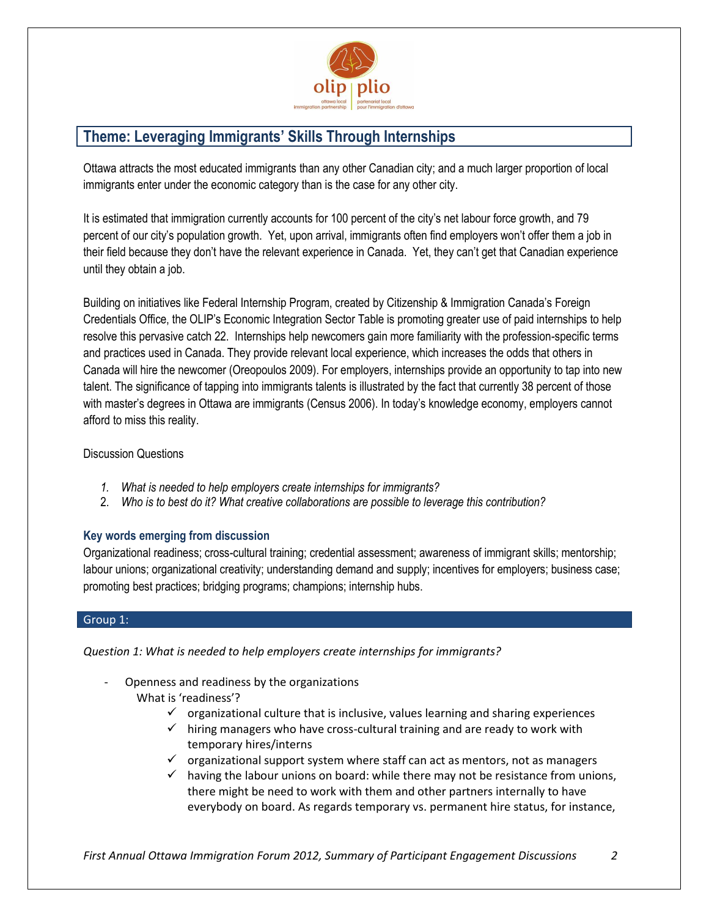## Theme: Leveraging Immigrants' Skills Through Internships

Ottawa attracts the most educated immigrants than any other Canadian city; and a much larger proportion of local immigrants enter under the economic category than is the case for any other city.

It is estimated that immigration currently accounts for 100 percent of the city's net labour force growth, and 79 percent of our city's population growth. Yet, upon arrival, immigrants often find employers won't offer them a job in their field because they don't have the relevant experience in Canada. Yet, they can't get that Canadian experience until they obtain a job.

Building on initiatives like Federal Internship Program, created by Citizenship & Immigration Canada's Foreign Credentials Office, the OLIP's Economic Integration Sector Table is promoting greater use of paid internships to help resolve this pervasive catch 22. Internships help newcomers gain more familiarity with the profession-specific terms and practices used in Canada. They provide relevant local experience, which increases the odds that others in Canada will hire the newcomer (Oreopoulos 2009). For employers, internships provide an opportunity to tap into new talent. The significance of tapping into immigrants talents is illustrated by the fact that currently 38 percent of those with master's degrees in Ottawa are immigrants (Census 2006). In today's knowledge economy, employers cannot afford to miss this reality.

Discussion Questions

1. *What is needed to help employers create internships for immigrants?*
2. *Who is to best do it? What creative collaborations are possible to leverage this contribution?*

### Key words emerging from discussion

Organizational readiness; cross-cultural training; credential assessment; awareness of immigrant skills; mentorship; labour unions; organizational creativity; understanding demand and supply; incentives for employers; business case; promoting best practices; bridging programs; champions; internship hubs.

### Group 1:

*Question 1: What is needed to help employers create internships for immigrants?*

- Openness and readiness by the organizations
  What is 'readiness'?
  - ✓ organizational culture that is inclusive, values learning and sharing experiences
  - ✓ hiring managers who have cross-cultural training and are ready to work with temporary hires/interns
  - ✓ organizational support system where staff can act as mentors, not as managers
  - ✓ having the labour unions on board: while there may not be resistance from unions, there might be need to work with them and other partners internally to have everybody on board. As regards temporary vs. permanent hire status, for instance,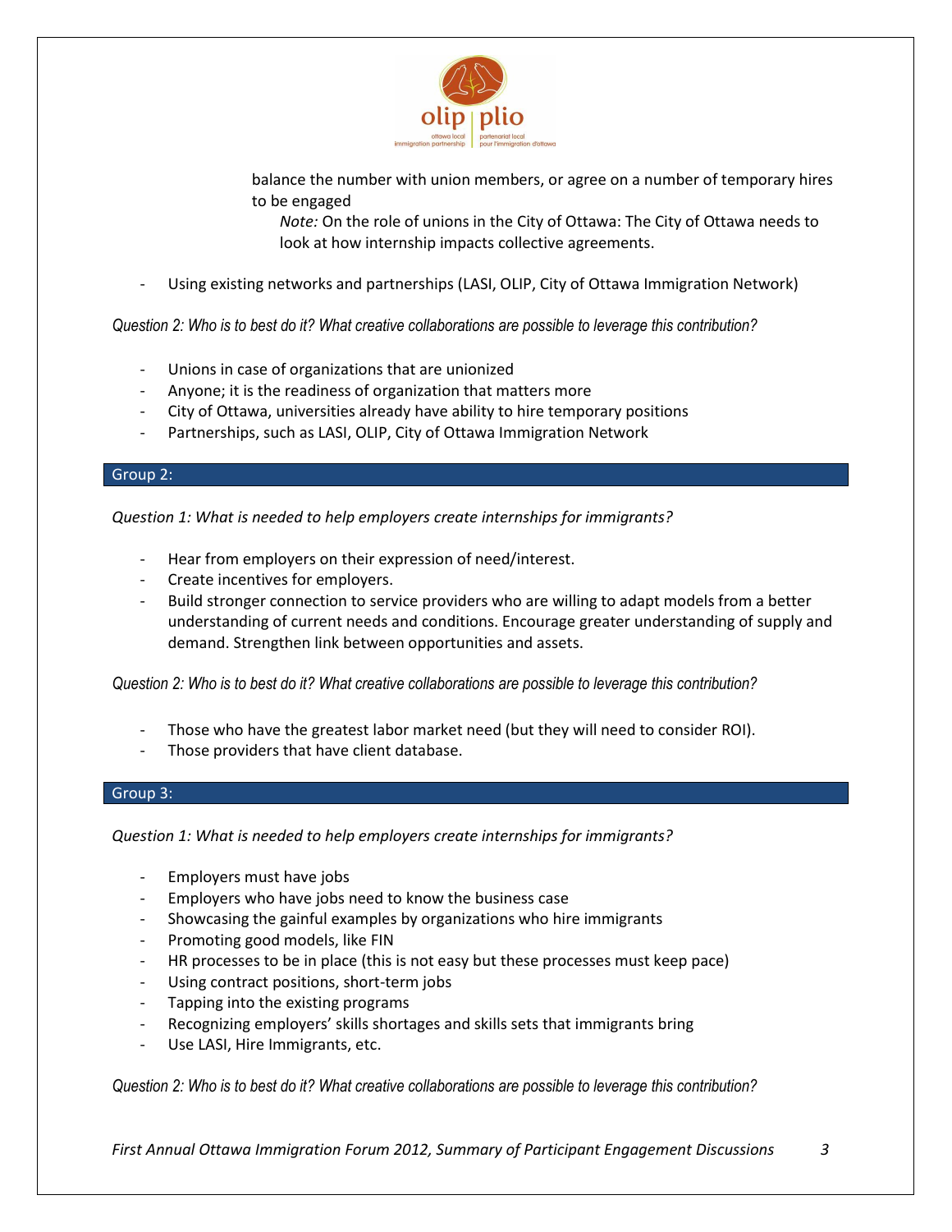balance the number with union members, or agree on a number of temporary hires to be engaged

*Note:* On the role of unions in the City of Ottawa: The City of Ottawa needs to look at how internship impacts collective agreements.

- Using existing networks and partnerships (LASI, OLIP, City of Ottawa Immigration Network)

*Question 2: Who is to best do it? What creative collaborations are possible to leverage this contribution?*

- Unions in case of organizations that are unionized
- Anyone; it is the readiness of organization that matters more
- City of Ottawa, universities already have ability to hire temporary positions
- Partnerships, such as LASI, OLIP, City of Ottawa Immigration Network

## Group 2:

*Question 1: What is needed to help employers create internships for immigrants?*

- Hear from employers on their expression of need/interest.
- Create incentives for employers.
- Build stronger connection to service providers who are willing to adapt models from a better understanding of current needs and conditions. Encourage greater understanding of supply and demand. Strengthen link between opportunities and assets.

*Question 2: Who is to best do it? What creative collaborations are possible to leverage this contribution?*

- Those who have the greatest labor market need (but they will need to consider ROI).
- Those providers that have client database.

## Group 3:

*Question 1: What is needed to help employers create internships for immigrants?*

- Employers must have jobs
- Employers who have jobs need to know the business case
- Showcasing the gainful examples by organizations who hire immigrants
- Promoting good models, like FIN
- HR processes to be in place (this is not easy but these processes must keep pace)
- Using contract positions, short-term jobs
- Tapping into the existing programs
- Recognizing employers' skills shortages and skills sets that immigrants bring
- Use LASI, Hire Immigrants, etc.

*Question 2: Who is to best do it? What creative collaborations are possible to leverage this contribution?*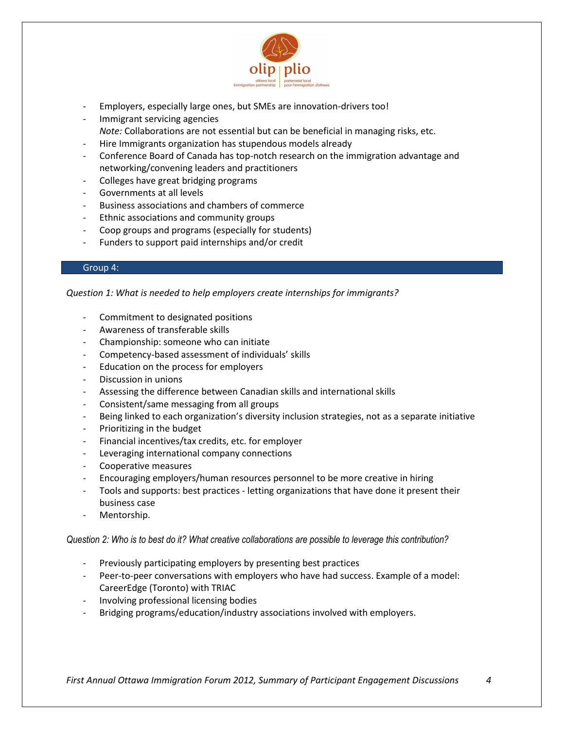- Employers, especially large ones, but SMEs are innovation-drivers too!
- Immigrant servicing agencies
  *Note:* Collaborations are not essential but can be beneficial in managing risks, etc.
- Hire Immigrants organization has stupendous models already
- Conference Board of Canada has top-notch research on the immigration advantage and networking/convening leaders and practitioners
- Colleges have great bridging programs
- Governments at all levels
- Business associations and chambers of commerce
- Ethnic associations and community groups
- Coop groups and programs (especially for students)
- Funders to support paid internships and/or credit

## Group 4:

*Question 1: What is needed to help employers create internships for immigrants?*

- Commitment to designated positions
- Awareness of transferable skills
- Championship: someone who can initiate
- Competency-based assessment of individuals' skills
- Education on the process for employers
- Discussion in unions
- Assessing the difference between Canadian skills and international skills
- Consistent/same messaging from all groups
- Being linked to each organization's diversity inclusion strategies, not as a separate initiative
- Prioritizing in the budget
- Financial incentives/tax credits, etc. for employer
- Leveraging international company connections
- Cooperative measures
- Encouraging employers/human resources personnel to be more creative in hiring
- Tools and supports: best practices - letting organizations that have done it present their business case
- Mentorship.

*Question 2: Who is to best do it? What creative collaborations are possible to leverage this contribution?*

- Previously participating employers by presenting best practices
- Peer-to-peer conversations with employers who have had success. Example of a model: CareerEdge (Toronto) with TRIAC
- Involving professional licensing bodies
- Bridging programs/education/industry associations involved with employers.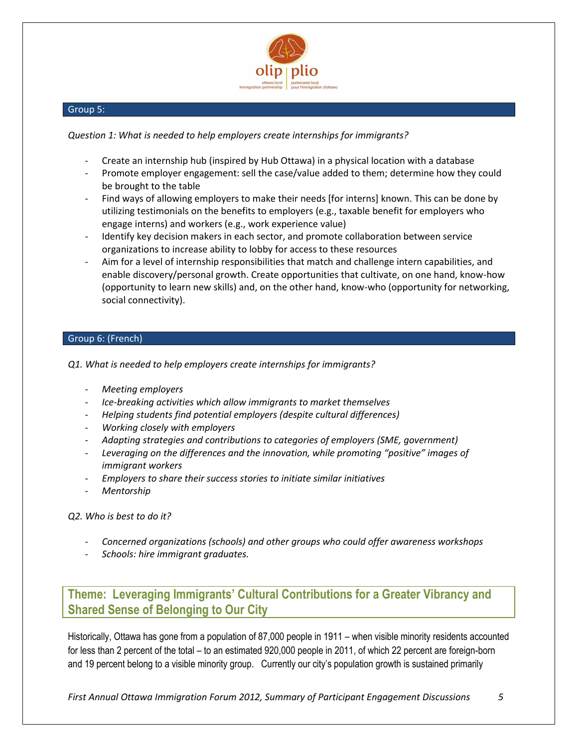## Group 5:

*Question 1: What is needed to help employers create internships for immigrants?*

- Create an internship hub (inspired by Hub Ottawa) in a physical location with a database
- Promote employer engagement: sell the case/value added to them; determine how they could be brought to the table
- Find ways of allowing employers to make their needs [for interns] known. This can be done by utilizing testimonials on the benefits to employers (e.g., taxable benefit for employers who engage interns) and workers (e.g., work experience value)
- Identify key decision makers in each sector, and promote collaboration between service organizations to increase ability to lobby for access to these resources
- Aim for a level of internship responsibilities that match and challenge intern capabilities, and enable discovery/personal growth. Create opportunities that cultivate, on one hand, know-how (opportunity to learn new skills) and, on the other hand, know-who (opportunity for networking, social connectivity).

## Group 6: (French)

*Q1. What is needed to help employers create internships for immigrants?*

- *Meeting employers*
- *Ice-breaking activities which allow immigrants to market themselves*
- *Helping students find potential employers (despite cultural differences)*
- *Working closely with employers*
- *Adapting strategies and contributions to categories of employers (SME, government)*
- *Leveraging on the differences and the innovation, while promoting “positive” images of immigrant workers*
- *Employers to share their success stories to initiate similar initiatives*
- *Mentorship*

*Q2. Who is best to do it?*

- *Concerned organizations (schools) and other groups who could offer awareness workshops*
- *Schools: hire immigrant graduates.*

## Theme: Leveraging Immigrants’ Cultural Contributions for a Greater Vibrancy and Shared Sense of Belonging to Our City

Historically, Ottawa has gone from a population of 87,000 people in 1911 – when visible minority residents accounted for less than 2 percent of the total – to an estimated 920,000 people in 2011, of which 22 percent are foreign-born and 19 percent belong to a visible minority group. Currently our city’s population growth is sustained primarily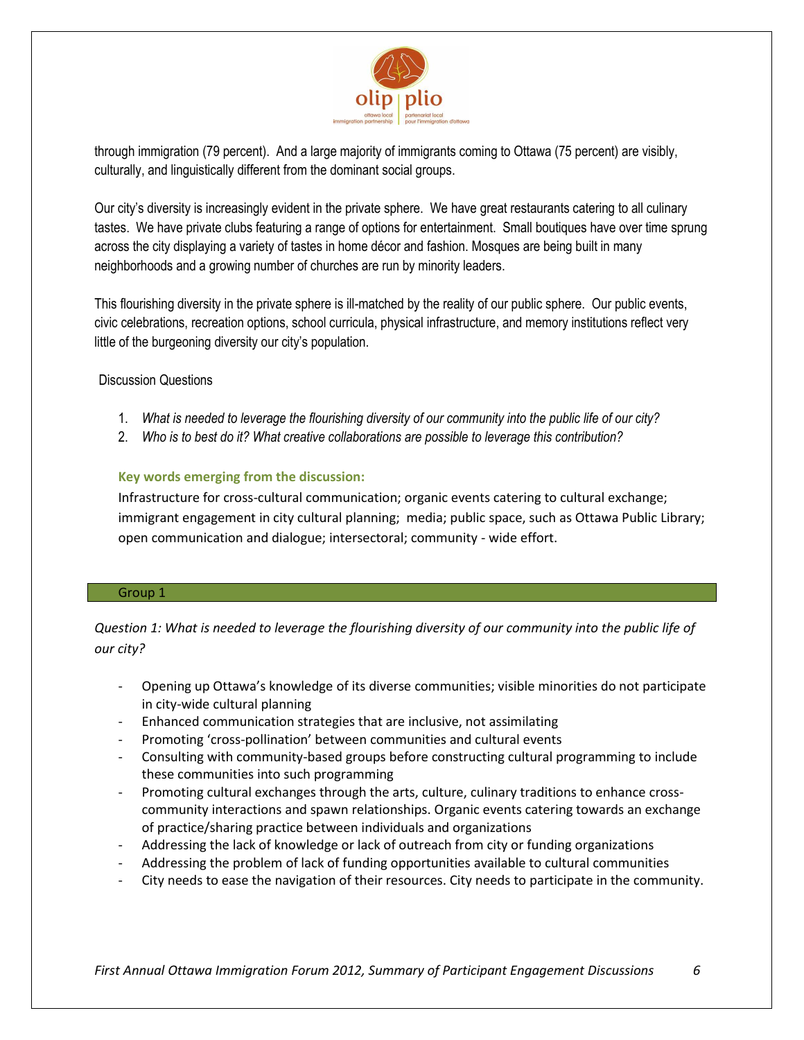through immigration (79 percent). And a large majority of immigrants coming to Ottawa (75 percent) are visibly, culturally, and linguistically different from the dominant social groups.

Our city's diversity is increasingly evident in the private sphere. We have great restaurants catering to all culinary tastes. We have private clubs featuring a range of options for entertainment. Small boutiques have over time sprung across the city displaying a variety of tastes in home décor and fashion. Mosques are being built in many neighborhoods and a growing number of churches are run by minority leaders.

This flourishing diversity in the private sphere is ill-matched by the reality of our public sphere. Our public events, civic celebrations, recreation options, school curricula, physical infrastructure, and memory institutions reflect very little of the burgeoning diversity our city's population.

Discussion Questions

1. *What is needed to leverage the flourishing diversity of our community into the public life of our city?*
2. *Who is to best do it? What creative collaborations are possible to leverage this contribution?*

**Key words emerging from the discussion:**

Infrastructure for cross-cultural communication; organic events catering to cultural exchange; immigrant engagement in city cultural planning; media; public space, such as Ottawa Public Library; open communication and dialogue; intersectoral; community - wide effort.

## Group 1

*Question 1: What is needed to leverage the flourishing diversity of our community into the public life of our city?*

- Opening up Ottawa's knowledge of its diverse communities; visible minorities do not participate in city-wide cultural planning
- Enhanced communication strategies that are inclusive, not assimilating
- Promoting 'cross-pollination' between communities and cultural events
- Consulting with community-based groups before constructing cultural programming to include these communities into such programming
- Promoting cultural exchanges through the arts, culture, culinary traditions to enhance cross-community interactions and spawn relationships. Organic events catering towards an exchange of practice/sharing practice between individuals and organizations
- Addressing the lack of knowledge or lack of outreach from city or funding organizations
- Addressing the problem of lack of funding opportunities available to cultural communities
- City needs to ease the navigation of their resources. City needs to participate in the community.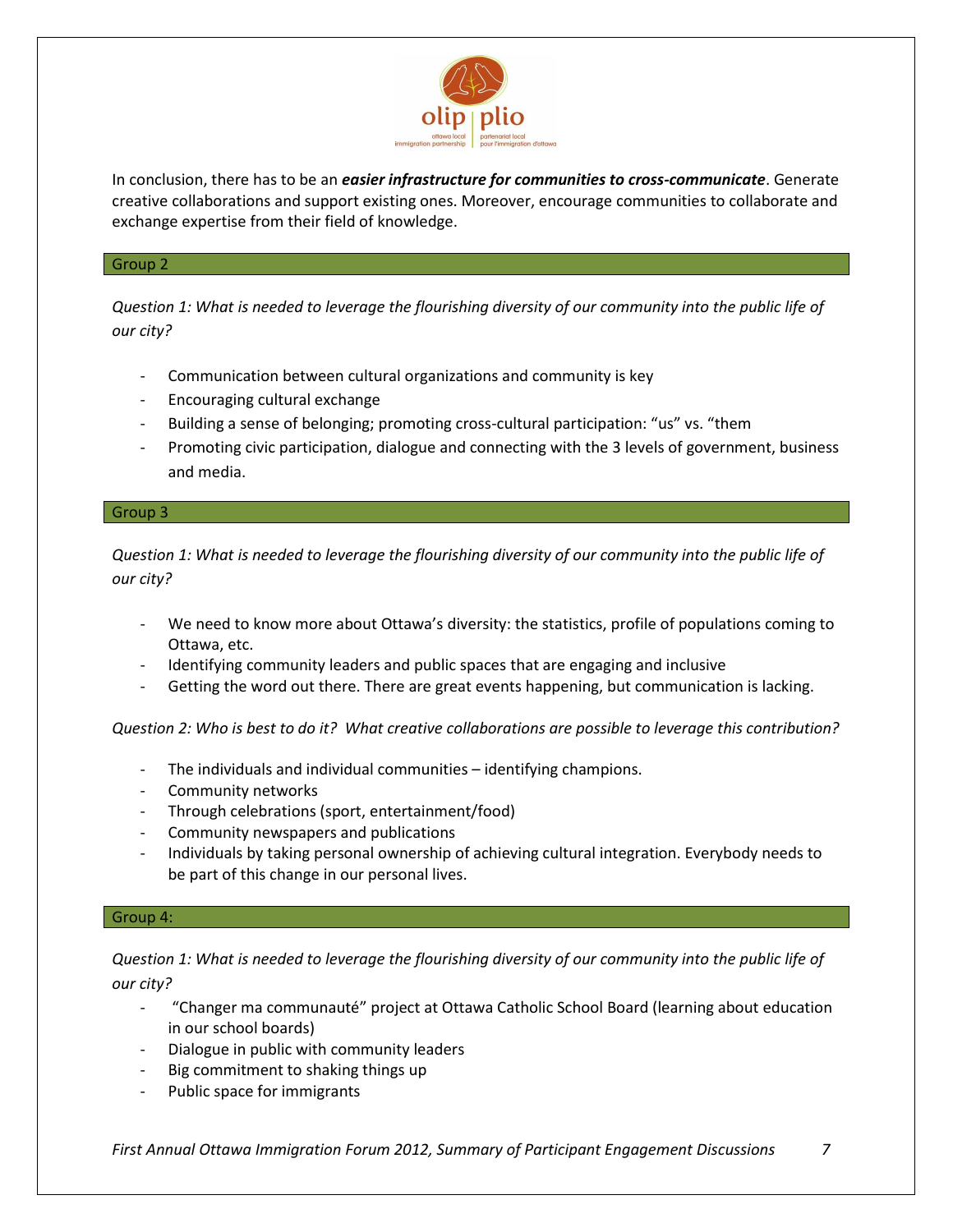In conclusion, there has to be an ***easier infrastructure for communities to cross-communicate***. Generate creative collaborations and support existing ones. Moreover, encourage communities to collaborate and exchange expertise from their field of knowledge.

### Group 2

*Question 1: What is needed to leverage the flourishing diversity of our community into the public life of our city?*

- Communication between cultural organizations and community is key
- Encouraging cultural exchange
- Building a sense of belonging; promoting cross-cultural participation: "us" vs. "them
- Promoting civic participation, dialogue and connecting with the 3 levels of government, business and media.

### Group 3

*Question 1: What is needed to leverage the flourishing diversity of our community into the public life of our city?*

- We need to know more about Ottawa's diversity: the statistics, profile of populations coming to Ottawa, etc.
- Identifying community leaders and public spaces that are engaging and inclusive
- Getting the word out there. There are great events happening, but communication is lacking.

*Question 2: Who is best to do it? What creative collaborations are possible to leverage this contribution?*

- The individuals and individual communities – identifying champions.
- Community networks
- Through celebrations (sport, entertainment/food)
- Community newspapers and publications
- Individuals by taking personal ownership of achieving cultural integration. Everybody needs to be part of this change in our personal lives.

### Group 4:

*Question 1: What is needed to leverage the flourishing diversity of our community into the public life of our city?*

- "Changer ma communauté" project at Ottawa Catholic School Board (learning about education in our school boards)
- Dialogue in public with community leaders
- Big commitment to shaking things up
- Public space for immigrants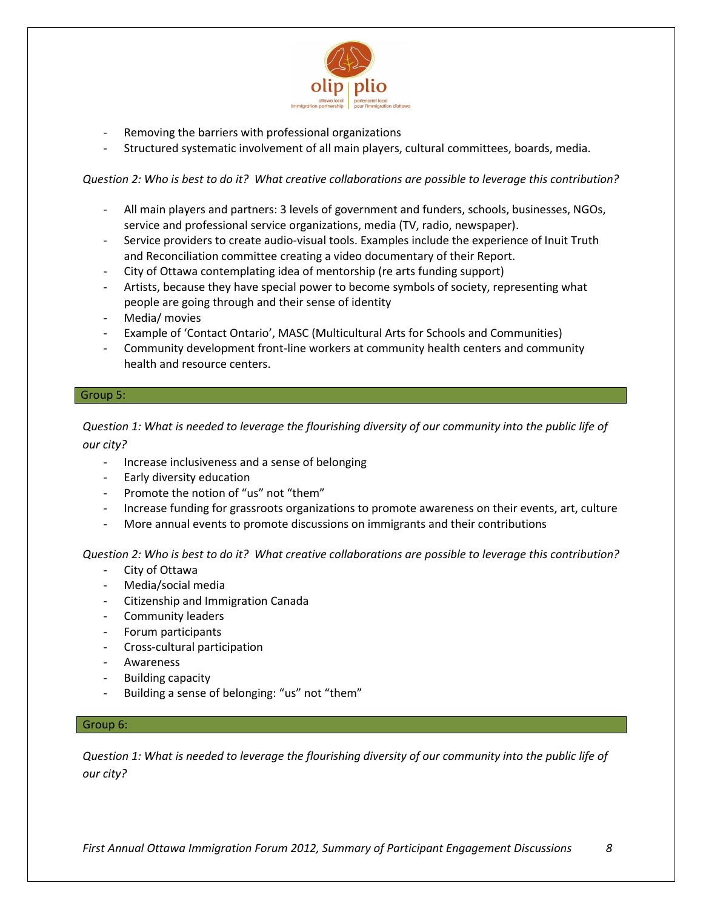- Removing the barriers with professional organizations
- Structured systematic involvement of all main players, cultural committees, boards, media.

*Question 2: Who is best to do it? What creative collaborations are possible to leverage this contribution?*

- All main players and partners: 3 levels of government and funders, schools, businesses, NGOs, service and professional service organizations, media (TV, radio, newspaper).
- Service providers to create audio-visual tools. Examples include the experience of Inuit Truth and Reconciliation committee creating a video documentary of their Report.
- City of Ottawa contemplating idea of mentorship (re arts funding support)
- Artists, because they have special power to become symbols of society, representing what people are going through and their sense of identity
- Media/ movies
- Example of 'Contact Ontario', MASC (Multicultural Arts for Schools and Communities)
- Community development front-line workers at community health centers and community health and resource centers.

## Group 5:

*Question 1: What is needed to leverage the flourishing diversity of our community into the public life of our city?*

- Increase inclusiveness and a sense of belonging
- Early diversity education
- Promote the notion of "us" not "them"
- Increase funding for grassroots organizations to promote awareness on their events, art, culture
- More annual events to promote discussions on immigrants and their contributions

*Question 2: Who is best to do it? What creative collaborations are possible to leverage this contribution?*

- City of Ottawa
- Media/social media
- Citizenship and Immigration Canada
- Community leaders
- Forum participants
- Cross-cultural participation
- Awareness
- Building capacity
- Building a sense of belonging: "us" not "them"

## Group 6:

*Question 1: What is needed to leverage the flourishing diversity of our community into the public life of our city?*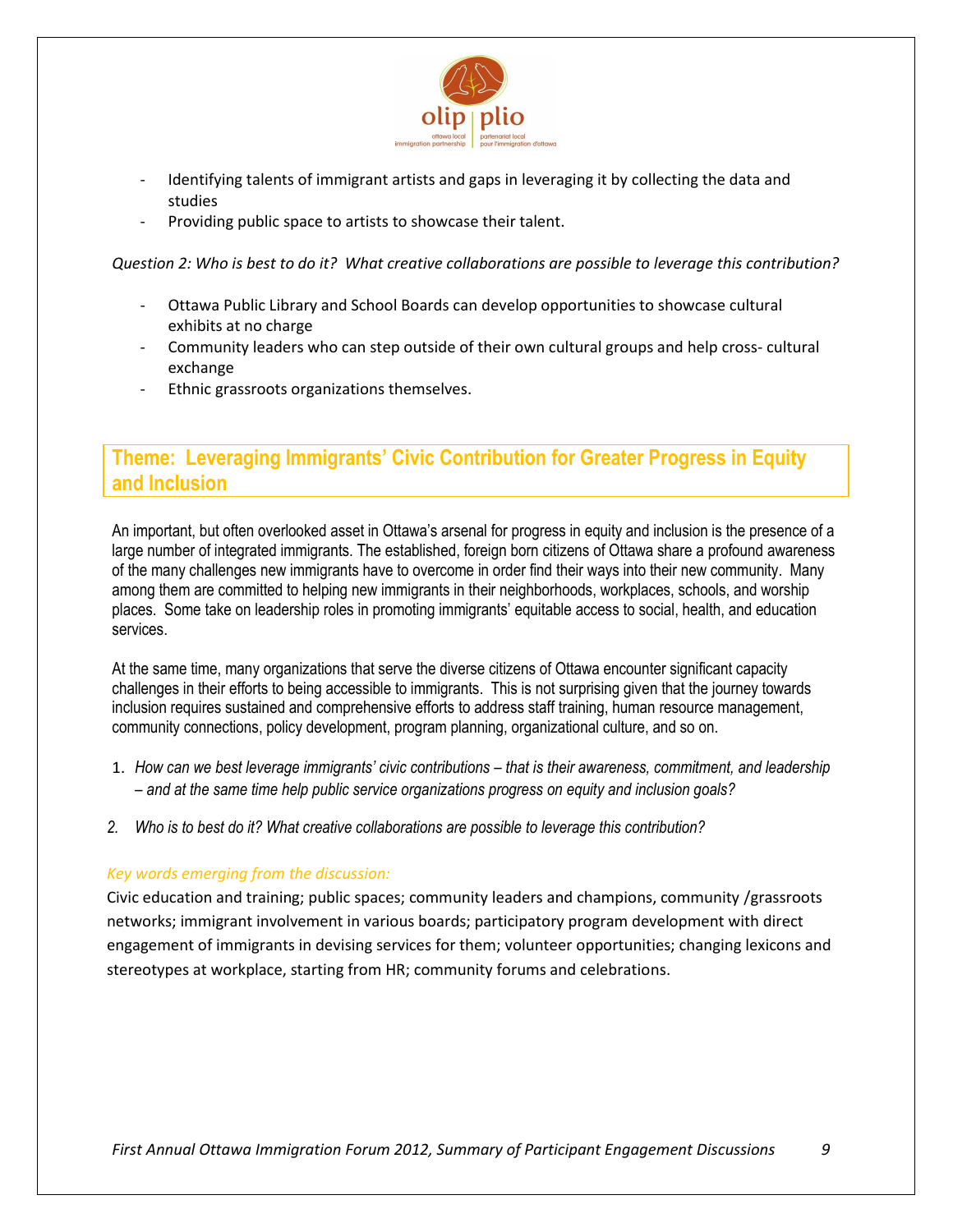- Identifying talents of immigrant artists and gaps in leveraging it by collecting the data and studies
- Providing public space to artists to showcase their talent.

*Question 2: Who is best to do it? What creative collaborations are possible to leverage this contribution?*

- Ottawa Public Library and School Boards can develop opportunities to showcase cultural exhibits at no charge
- Community leaders who can step outside of their own cultural groups and help cross- cultural exchange
- Ethnic grassroots organizations themselves.

## Theme: Leveraging Immigrants' Civic Contribution for Greater Progress in Equity and Inclusion

An important, but often overlooked asset in Ottawa's arsenal for progress in equity and inclusion is the presence of a large number of integrated immigrants. The established, foreign born citizens of Ottawa share a profound awareness of the many challenges new immigrants have to overcome in order find their ways into their new community. Many among them are committed to helping new immigrants in their neighborhoods, workplaces, schools, and worship places. Some take on leadership roles in promoting immigrants' equitable access to social, health, and education services.

At the same time, many organizations that serve the diverse citizens of Ottawa encounter significant capacity challenges in their efforts to being accessible to immigrants. This is not surprising given that the journey towards inclusion requires sustained and comprehensive efforts to address staff training, human resource management, community connections, policy development, program planning, organizational culture, and so on.

1. *How can we best leverage immigrants' civic contributions – that is their awareness, commitment, and leadership – and at the same time help public service organizations progress on equity and inclusion goals?*
2. *Who is to best do it? What creative collaborations are possible to leverage this contribution?*

*Key words emerging from the discussion:*

Civic education and training; public spaces; community leaders and champions, community /grassroots networks; immigrant involvement in various boards; participatory program development with direct engagement of immigrants in devising services for them; volunteer opportunities; changing lexicons and stereotypes at workplace, starting from HR; community forums and celebrations.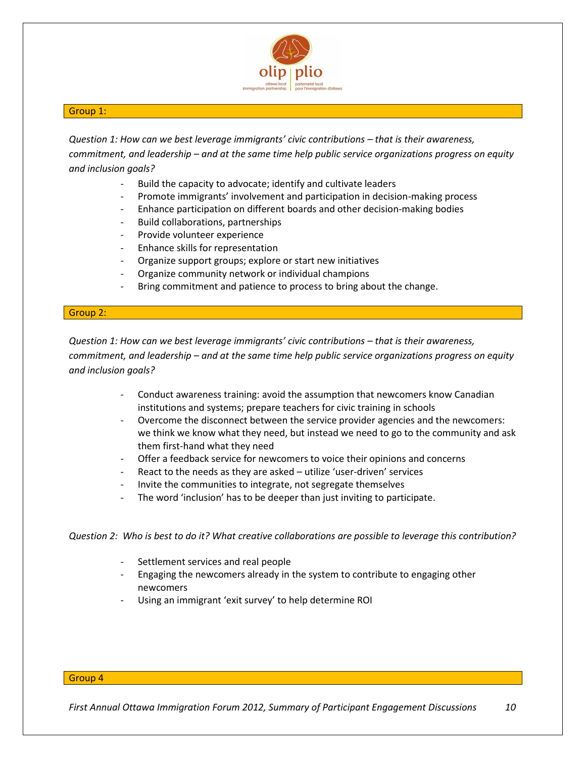## Group 1:

*Question 1: How can we best leverage immigrants' civic contributions – that is their awareness, commitment, and leadership – and at the same time help public service organizations progress on equity and inclusion goals?*

- Build the capacity to advocate; identify and cultivate leaders
- Promote immigrants' involvement and participation in decision-making process
- Enhance participation on different boards and other decision-making bodies
- Build collaborations, partnerships
- Provide volunteer experience
- Enhance skills for representation
- Organize support groups; explore or start new initiatives
- Organize community network or individual champions
- Bring commitment and patience to process to bring about the change.

## Group 2:

*Question 1: How can we best leverage immigrants' civic contributions – that is their awareness, commitment, and leadership – and at the same time help public service organizations progress on equity and inclusion goals?*

- Conduct awareness training: avoid the assumption that newcomers know Canadian institutions and systems; prepare teachers for civic training in schools
- Overcome the disconnect between the service provider agencies and the newcomers: we think we know what they need, but instead we need to go to the community and ask them first-hand what they need
- Offer a feedback service for newcomers to voice their opinions and concerns
- React to the needs as they are asked – utilize 'user-driven' services
- Invite the communities to integrate, not segregate themselves
- The word 'inclusion' has to be deeper than just inviting to participate.

*Question 2: Who is best to do it? What creative collaborations are possible to leverage this contribution?*

- Settlement services and real people
- Engaging the newcomers already in the system to contribute to engaging other newcomers
- Using an immigrant 'exit survey' to help determine ROI

## Group 4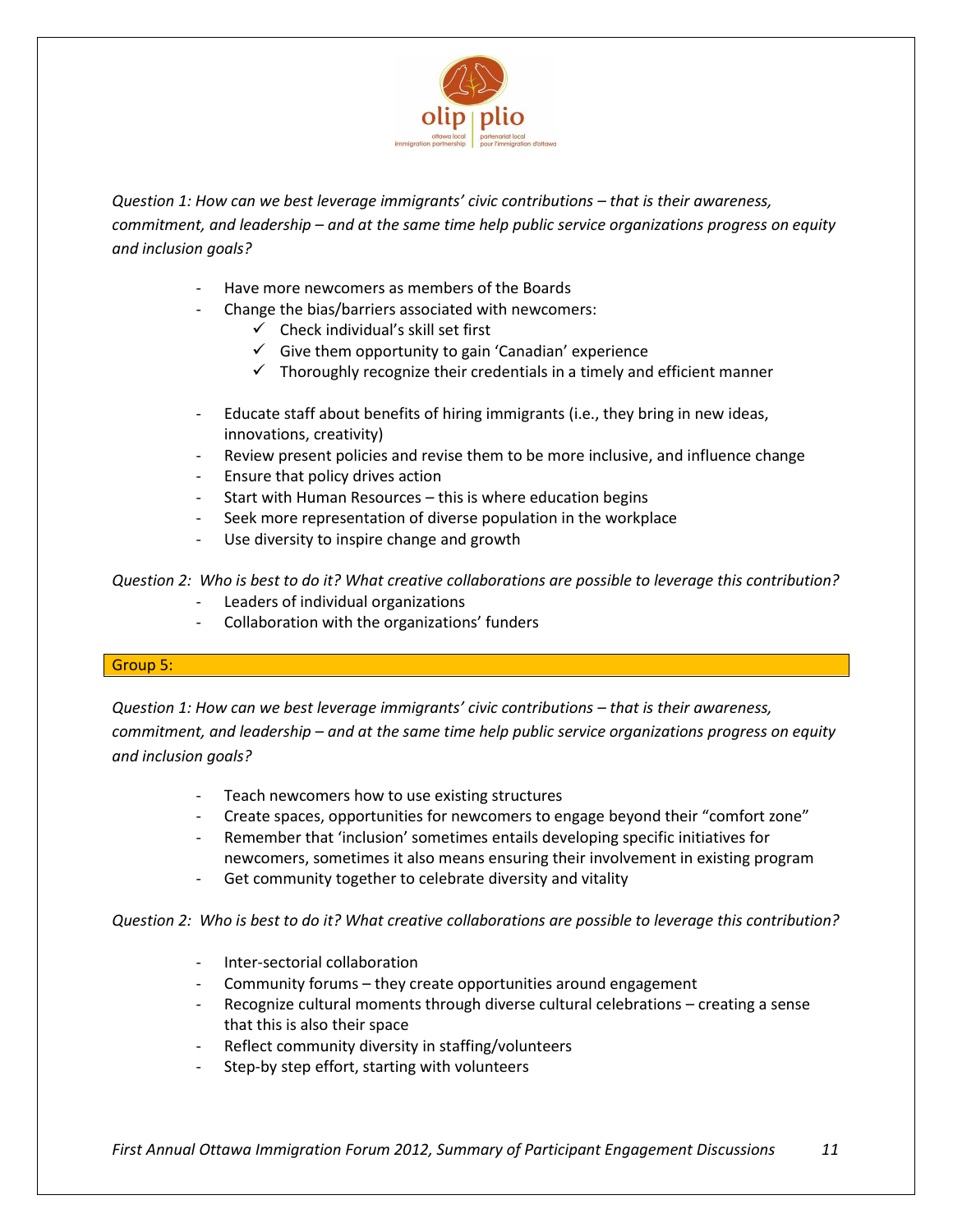*Question 1: How can we best leverage immigrants' civic contributions – that is their awareness, commitment, and leadership – and at the same time help public service organizations progress on equity and inclusion goals?*

- Have more newcomers as members of the Boards
- Change the bias/barriers associated with newcomers:
  - ✓ Check individual's skill set first
  - ✓ Give them opportunity to gain 'Canadian' experience
  - ✓ Thoroughly recognize their credentials in a timely and efficient manner
- Educate staff about benefits of hiring immigrants (i.e., they bring in new ideas, innovations, creativity)
- Review present policies and revise them to be more inclusive, and influence change
- Ensure that policy drives action
- Start with Human Resources – this is where education begins
- Seek more representation of diverse population in the workplace
- Use diversity to inspire change and growth

*Question 2: Who is best to do it? What creative collaborations are possible to leverage this contribution?*

- Leaders of individual organizations
- Collaboration with the organizations' funders

## Group 5:

*Question 1: How can we best leverage immigrants' civic contributions – that is their awareness, commitment, and leadership – and at the same time help public service organizations progress on equity and inclusion goals?*

- Teach newcomers how to use existing structures
- Create spaces, opportunities for newcomers to engage beyond their "comfort zone"
- Remember that 'inclusion' sometimes entails developing specific initiatives for newcomers, sometimes it also means ensuring their involvement in existing program
- Get community together to celebrate diversity and vitality

*Question 2: Who is best to do it? What creative collaborations are possible to leverage this contribution?*

- Inter-sectorial collaboration
- Community forums – they create opportunities around engagement
- Recognize cultural moments through diverse cultural celebrations – creating a sense that this is also their space
- Reflect community diversity in staffing/volunteers
- Step-by step effort, starting with volunteers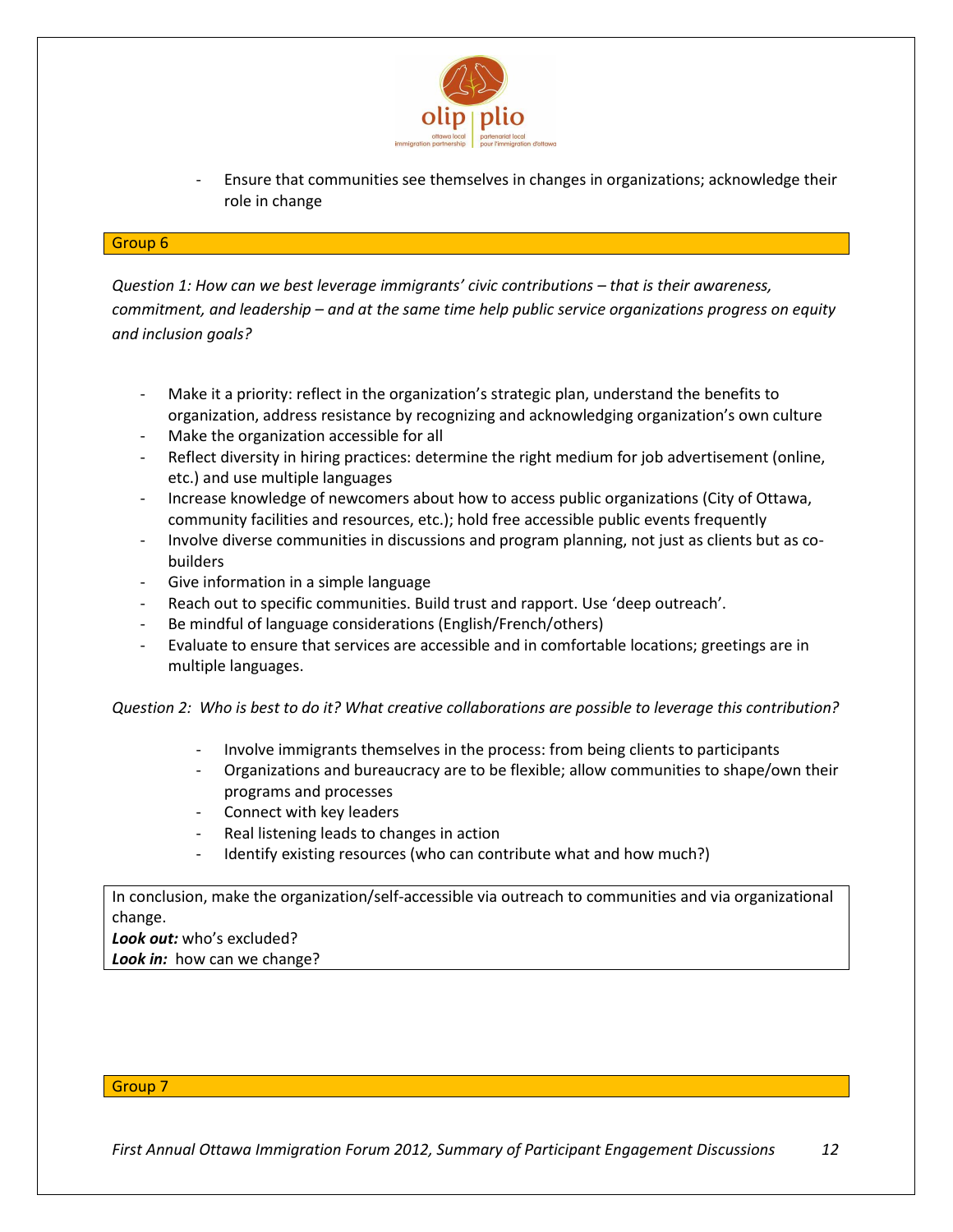- Ensure that communities see themselves in changes in organizations; acknowledge their role in change

## Group 6

*Question 1: How can we best leverage immigrants' civic contributions – that is their awareness, commitment, and leadership – and at the same time help public service organizations progress on equity and inclusion goals?*

- Make it a priority: reflect in the organization's strategic plan, understand the benefits to organization, address resistance by recognizing and acknowledging organization's own culture
- Make the organization accessible for all
- Reflect diversity in hiring practices: determine the right medium for job advertisement (online, etc.) and use multiple languages
- Increase knowledge of newcomers about how to access public organizations (City of Ottawa, community facilities and resources, etc.); hold free accessible public events frequently
- Involve diverse communities in discussions and program planning, not just as clients but as co-builders
- Give information in a simple language
- Reach out to specific communities. Build trust and rapport. Use 'deep outreach'.
- Be mindful of language considerations (English/French/others)
- Evaluate to ensure that services are accessible and in comfortable locations; greetings are in multiple languages.

*Question 2: Who is best to do it? What creative collaborations are possible to leverage this contribution?*

- Involve immigrants themselves in the process: from being clients to participants
- Organizations and bureaucracy are to be flexible; allow communities to shape/own their programs and processes
- Connect with key leaders
- Real listening leads to changes in action
- Identify existing resources (who can contribute what and how much?)

In conclusion, make the organization/self-accessible via outreach to communities and via organizational change.
***Look out:*** who's excluded?
***Look in:*** how can we change?

## Group 7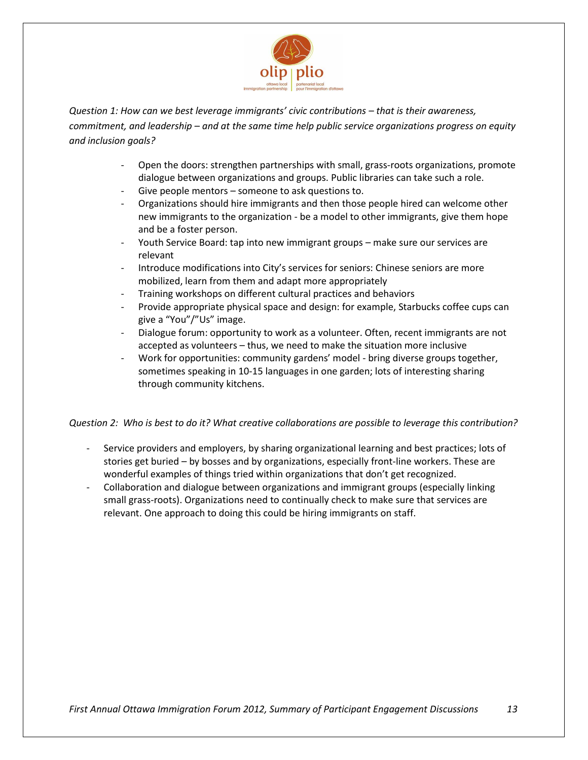*Question 1: How can we best leverage immigrants' civic contributions – that is their awareness, commitment, and leadership – and at the same time help public service organizations progress on equity and inclusion goals?*

- Open the doors: strengthen partnerships with small, grass-roots organizations, promote dialogue between organizations and groups. Public libraries can take such a role.
- Give people mentors – someone to ask questions to.
- Organizations should hire immigrants and then those people hired can welcome other new immigrants to the organization - be a model to other immigrants, give them hope and be a foster person.
- Youth Service Board: tap into new immigrant groups – make sure our services are relevant
- Introduce modifications into City's services for seniors: Chinese seniors are more mobilized, learn from them and adapt more appropriately
- Training workshops on different cultural practices and behaviors
- Provide appropriate physical space and design: for example, Starbucks coffee cups can give a "You"/"Us" image.
- Dialogue forum: opportunity to work as a volunteer. Often, recent immigrants are not accepted as volunteers – thus, we need to make the situation more inclusive
- Work for opportunities: community gardens' model - bring diverse groups together, sometimes speaking in 10-15 languages in one garden; lots of interesting sharing through community kitchens.

*Question 2: Who is best to do it? What creative collaborations are possible to leverage this contribution?*

- Service providers and employers, by sharing organizational learning and best practices; lots of stories get buried – by bosses and by organizations, especially front-line workers. These are wonderful examples of things tried within organizations that don't get recognized.
- Collaboration and dialogue between organizations and immigrant groups (especially linking small grass-roots). Organizations need to continually check to make sure that services are relevant. One approach to doing this could be hiring immigrants on staff.